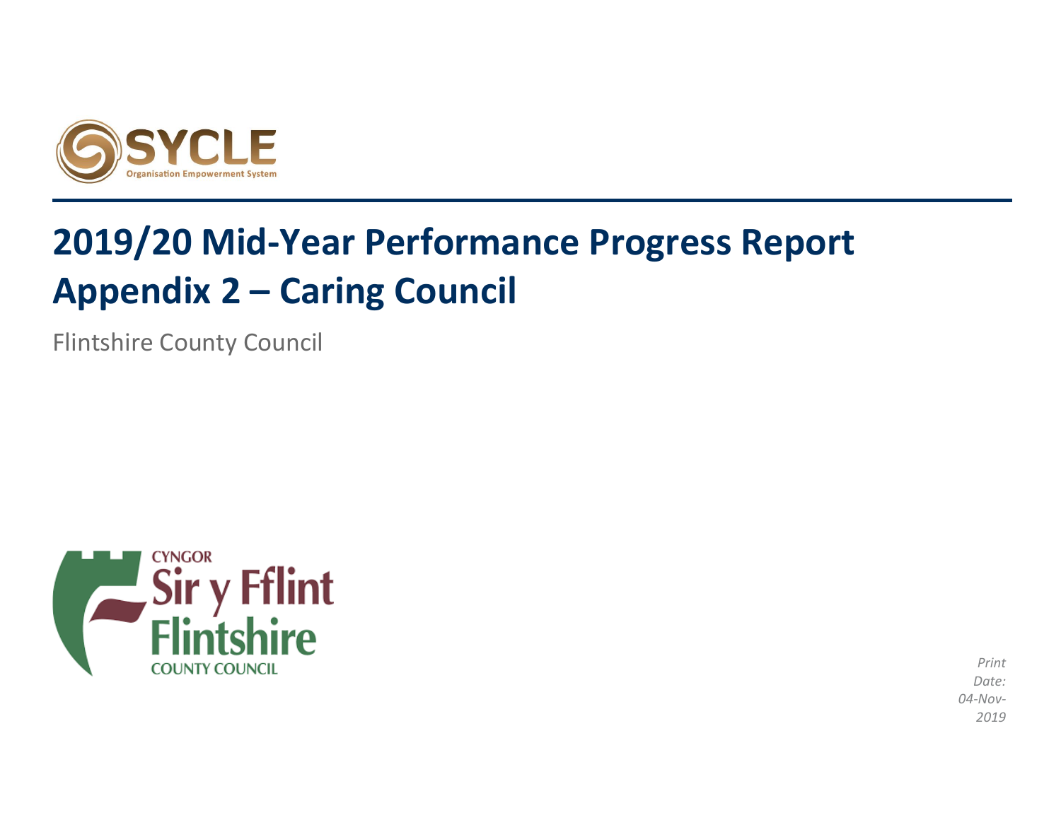SYCLE

Organisation Empowerment System

# 2019/20 Mid-Year Performance Progress Report
# Appendix 2 – Caring Council

Flintshire County Council

CYNGOR Sir y Fflint Flintshire COUNTY COUNCIL

*Print Date: 04-Nov-2019*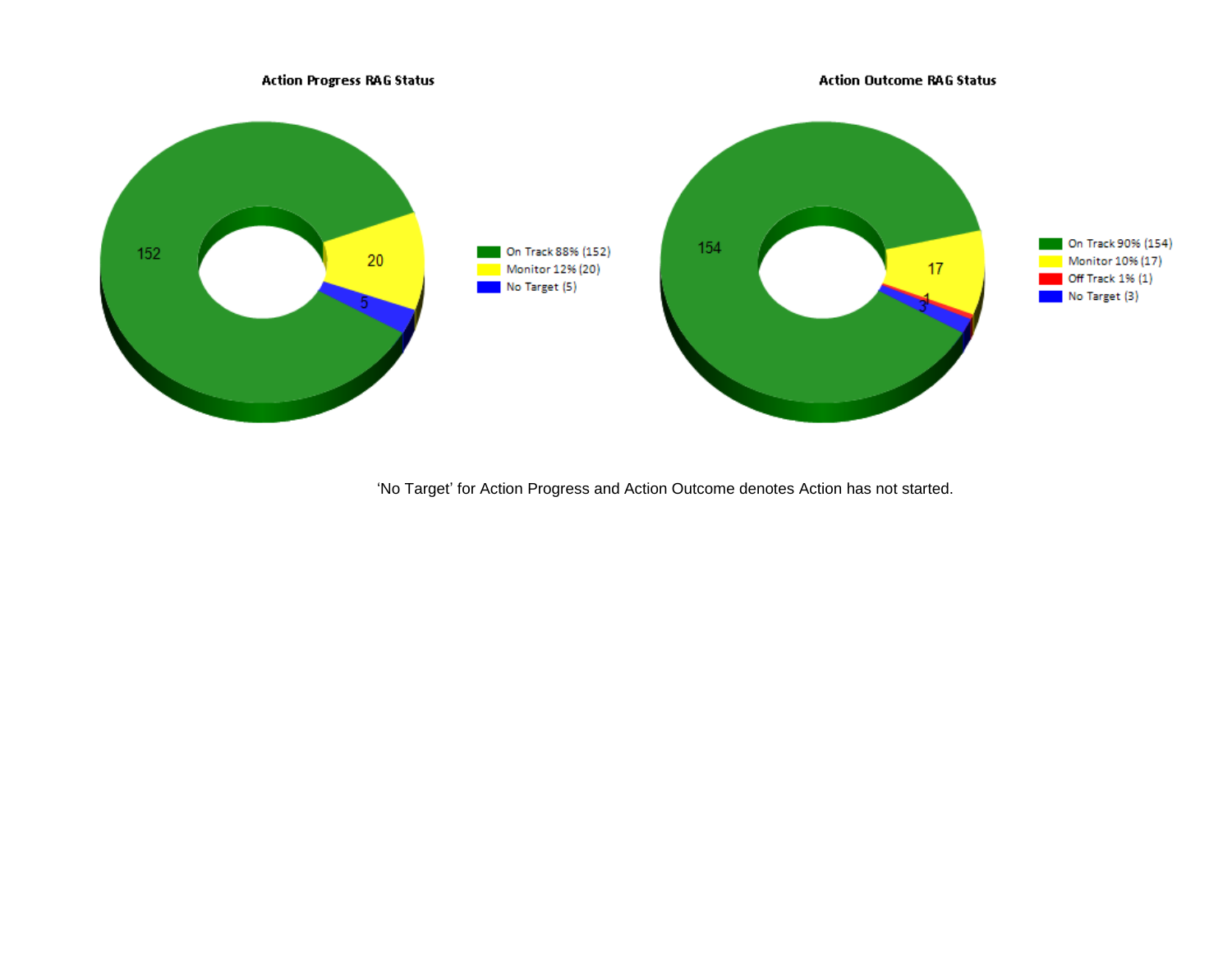**Action Progress RAG Status**

| Status | Percentage | Count |
|---|---|---|
| On Track | 88% | 152 |
| Monitor | 12% | 20 |
| No Target | | 5 |

**Action Outcome RAG Status**

| Status | Percentage | Count |
|---|---|---|
| On Track | 90% | 154 |
| Monitor | 10% | 17 |
| Off Track | 1% | 1 |
| No Target | | 3 |

'No Target' for Action Progress and Action Outcome denotes Action has not started.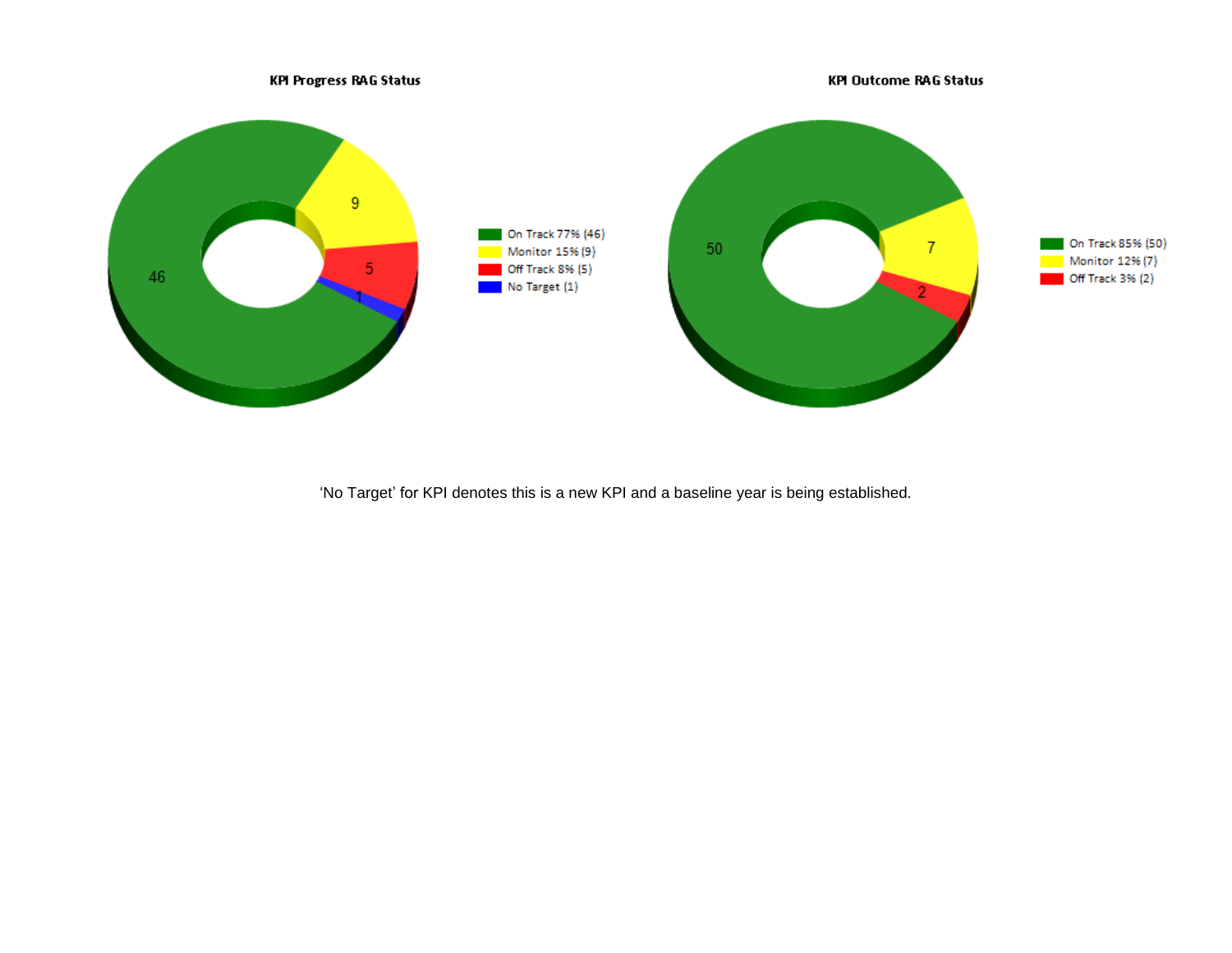**KPI Progress RAG Status**

| Status | Percentage | Count |
| --- | --- | --- |
| On Track | 77% | 46 |
| Monitor | 15% | 9 |
| Off Track | 8% | 5 |
| No Target | | 1 |

**KPI Outcome RAG Status**

| Status | Percentage | Count |
| --- | --- | --- |
| On Track | 85% | 50 |
| Monitor | 12% | 7 |
| Off Track | 3% | 2 |

'No Target' for KPI denotes this is a new KPI and a baseline year is being established.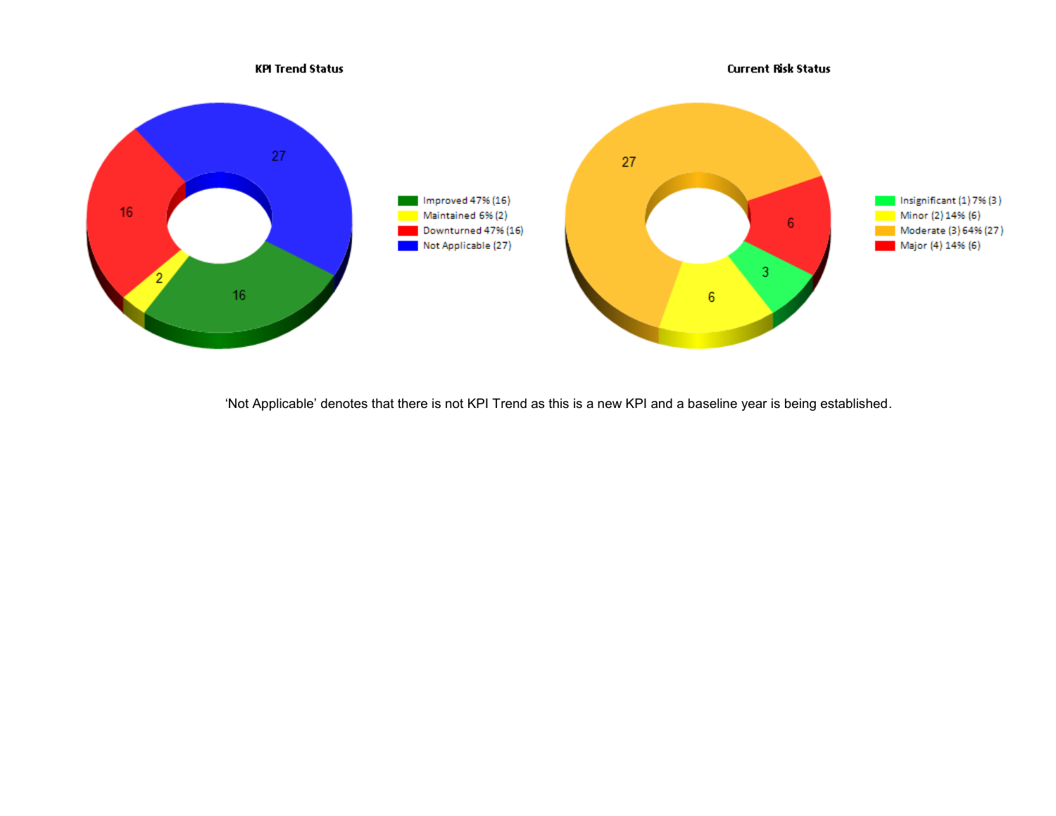**KPI Trend Status**

- Improved 47% (16)
- Maintained 6% (2)
- Downturned 47% (16)
- Not Applicable (27)

**Current Risk Status**

- Insignificant (1) 7% (3 )
- Minor (2) 14% (6)
- Moderate (3) 64% (27 )
- Major (4) 14% (6)

‘Not Applicable’ denotes that there is not KPI Trend as this is a new KPI and a baseline year is being established.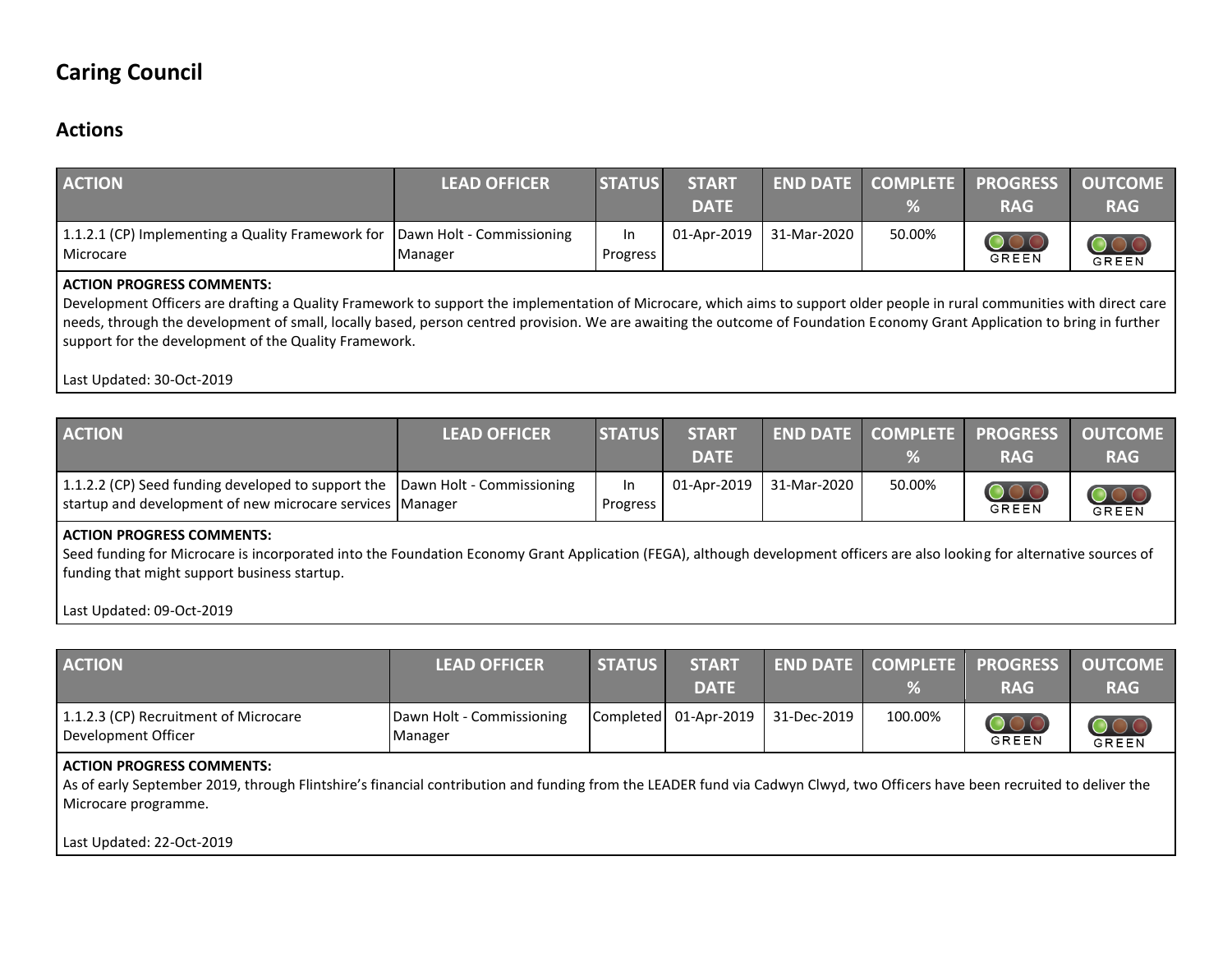# Caring Council

## Actions

| ACTION | LEAD OFFICER | STATUS | START DATE | END DATE | COMPLETE % | PROGRESS RAG | OUTCOME RAG |
|---|---|---|---|---|---|---|---|
| 1.1.2.1 (CP) Implementing a Quality Framework for Microcare | Dawn Holt - Commissioning Manager | In Progress | 01-Apr-2019 | 31-Mar-2020 | 50.00% | GREEN | GREEN |

**ACTION PROGRESS COMMENTS:**
Development Officers are drafting a Quality Framework to support the implementation of Microcare, which aims to support older people in rural communities with direct care needs, through the development of small, locally based, person centred provision. We are awaiting the outcome of Foundation Economy Grant Application to bring in further support for the development of the Quality Framework.

Last Updated: 30-Oct-2019

| ACTION | LEAD OFFICER | STATUS | START DATE | END DATE | COMPLETE % | PROGRESS RAG | OUTCOME RAG |
|---|---|---|---|---|---|---|---|
| 1.1.2.2 (CP) Seed funding developed to support the startup and development of new microcare services | Dawn Holt - Commissioning Manager | In Progress | 01-Apr-2019 | 31-Mar-2020 | 50.00% | GREEN | GREEN |

**ACTION PROGRESS COMMENTS:**
Seed funding for Microcare is incorporated into the Foundation Economy Grant Application (FEGA), although development officers are also looking for alternative sources of funding that might support business startup.

Last Updated: 09-Oct-2019

| ACTION | LEAD OFFICER | STATUS | START DATE | END DATE | COMPLETE % | PROGRESS RAG | OUTCOME RAG |
|---|---|---|---|---|---|---|---|
| 1.1.2.3 (CP) Recruitment of Microcare Development Officer | Dawn Holt - Commissioning Manager | Completed | 01-Apr-2019 | 31-Dec-2019 | 100.00% | GREEN | GREEN |

**ACTION PROGRESS COMMENTS:**
As of early September 2019, through Flintshire's financial contribution and funding from the LEADER fund via Cadwyn Clwyd, two Officers have been recruited to deliver the Microcare programme.

Last Updated: 22-Oct-2019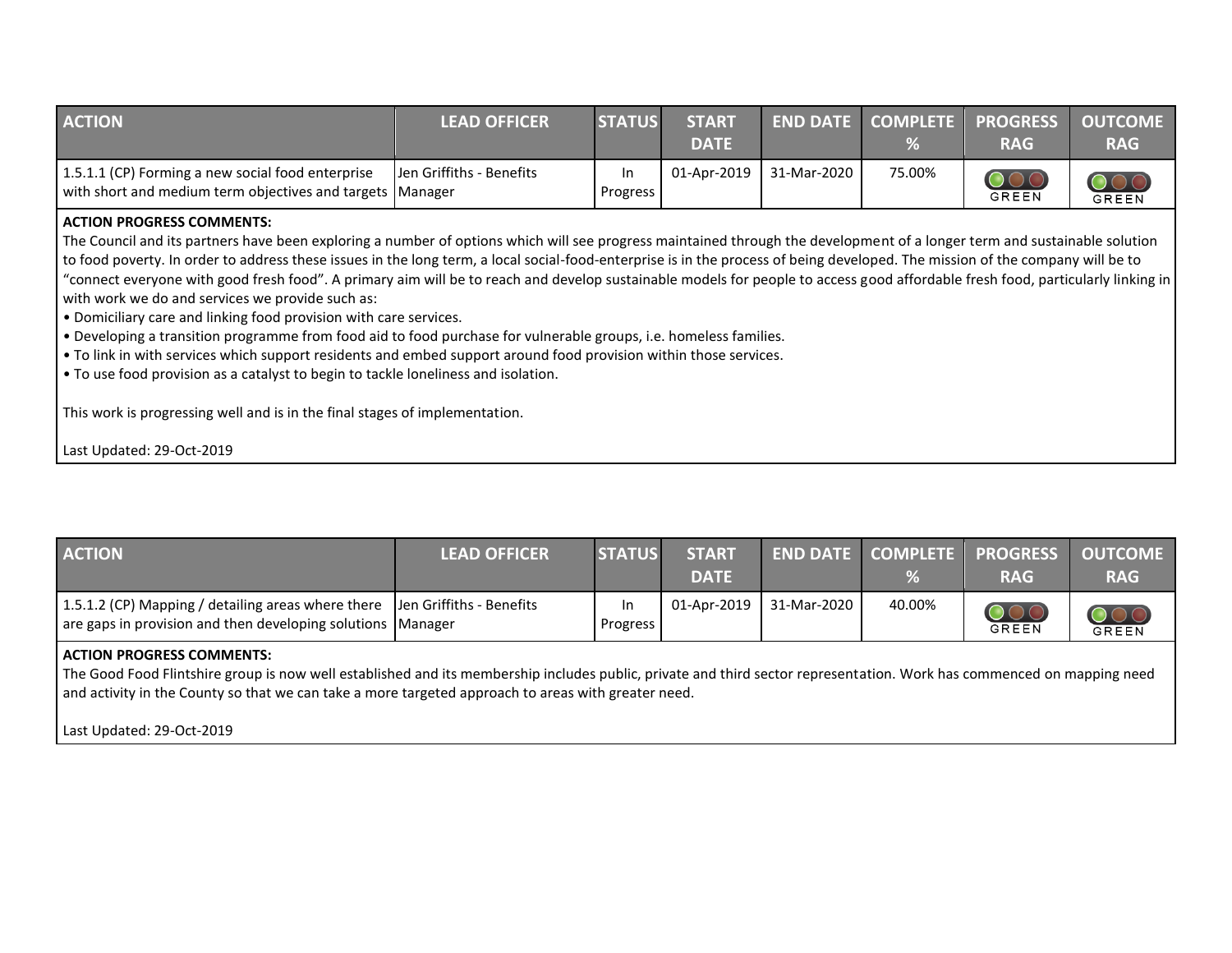| ACTION | LEAD OFFICER | STATUS | START DATE | END DATE | COMPLETE % | PROGRESS RAG | OUTCOME RAG |
|---|---|---|---|---|---|---|---|
| 1.5.1.1 (CP) Forming a new social food enterprise with short and medium term objectives and targets | Jen Griffiths - Benefits Manager | In Progress | 01-Apr-2019 | 31-Mar-2020 | 75.00% | GREEN | GREEN |

**ACTION PROGRESS COMMENTS:**

The Council and its partners have been exploring a number of options which will see progress maintained through the development of a longer term and sustainable solution to food poverty. In order to address these issues in the long term, a local social-food-enterprise is in the process of being developed. The mission of the company will be to "connect everyone with good fresh food". A primary aim will be to reach and develop sustainable models for people to access good affordable fresh food, particularly linking in with work we do and services we provide such as:

- Domiciliary care and linking food provision with care services.
- Developing a transition programme from food aid to food purchase for vulnerable groups, i.e. homeless families.
- To link in with services which support residents and embed support around food provision within those services.
- To use food provision as a catalyst to begin to tackle loneliness and isolation.

This work is progressing well and is in the final stages of implementation.

Last Updated: 29-Oct-2019

| ACTION | LEAD OFFICER | STATUS | START DATE | END DATE | COMPLETE % | PROGRESS RAG | OUTCOME RAG |
|---|---|---|---|---|---|---|---|
| 1.5.1.2 (CP) Mapping / detailing areas where there are gaps in provision and then developing solutions | Jen Griffiths - Benefits Manager | In Progress | 01-Apr-2019 | 31-Mar-2020 | 40.00% | GREEN | GREEN |

**ACTION PROGRESS COMMENTS:**

The Good Food Flintshire group is now well established and its membership includes public, private and third sector representation. Work has commenced on mapping need and activity in the County so that we can take a more targeted approach to areas with greater need.

Last Updated: 29-Oct-2019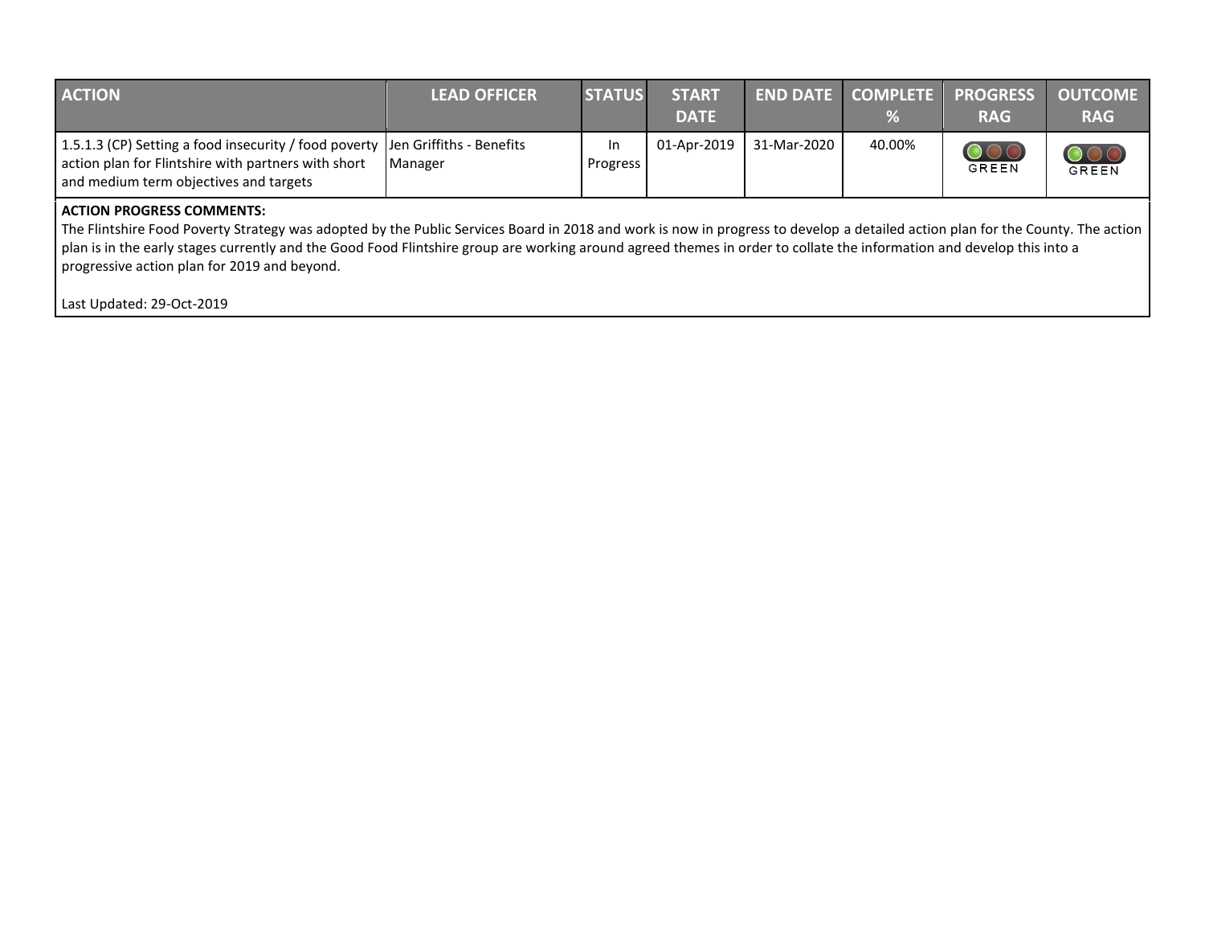| ACTION | LEAD OFFICER | STATUS | START DATE | END DATE | COMPLETE % | PROGRESS RAG | OUTCOME RAG |
|---|---|---|---|---|---|---|---|
| 1.5.1.3 (CP) Setting a food insecurity / food poverty action plan for Flintshire with partners with short and medium term objectives and targets | Jen Griffiths - Benefits Manager | In Progress | 01-Apr-2019 | 31-Mar-2020 | 40.00% | GREEN | GREEN |

**ACTION PROGRESS COMMENTS:**

The Flintshire Food Poverty Strategy was adopted by the Public Services Board in 2018 and work is now in progress to develop a detailed action plan for the County. The action plan is in the early stages currently and the Good Food Flintshire group are working around agreed themes in order to collate the information and develop this into a progressive action plan for 2019 and beyond.

Last Updated: 29-Oct-2019